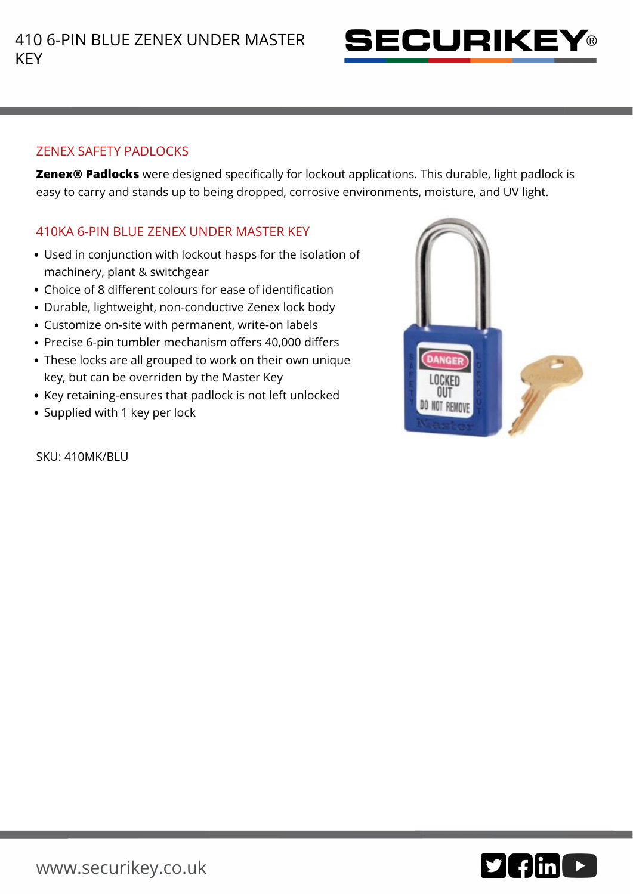# 410 6-PIN BLUE ZENEX UNDER MASTER KEY

SECURIKEY®

## ZENEX SAFETY PADLOCKS

**Zenex® Padlocks** were designed specifically for lockout applications. This durable, light padlock is easy to carry and stands up to being dropped, corrosive environments, moisture, and UV light.

## 410KA 6-PIN BLUE ZENEX UNDER MASTER KEY

- Used in conjunction with lockout hasps for the isolation of machinery, plant & switchgear
- Choice of 8 different colours for ease of identification
- Durable, lightweight, non-conductive Zenex lock body
- Customize on-site with permanent, write-on labels
- Precise 6-pin tumbler mechanism offers 40,000 differs
- These locks are all grouped to work on their own unique key, but can be overriden by the Master Key
- Key retaining-ensures that padlock is not left unlocked
- Supplied with 1 key per lock

SKU: 410MK/BLU

www.securikey.co.uk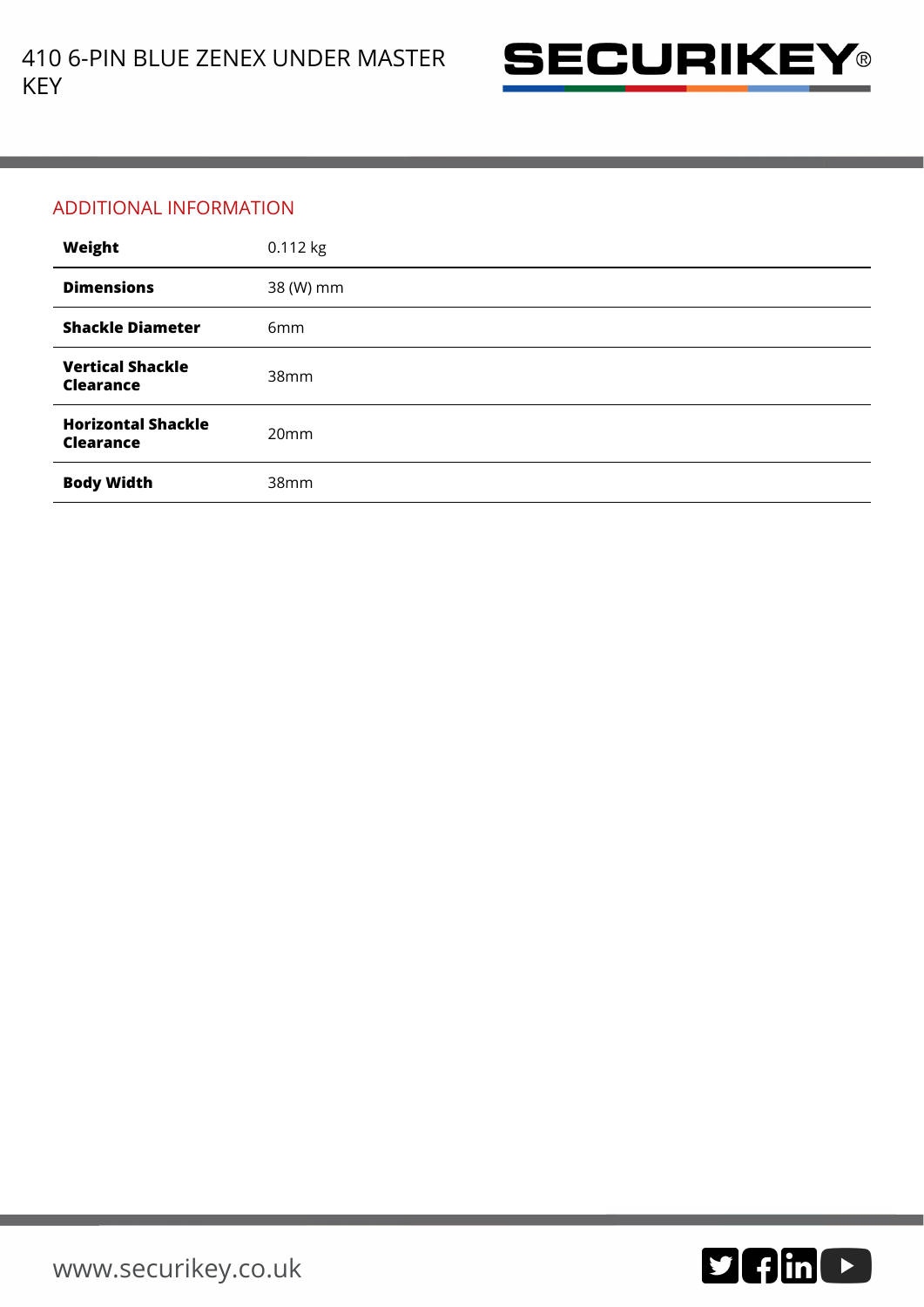## ADDITIONAL INFORMATION

| | |
|---|---|
| **Weight** | 0.112 kg |
| **Dimensions** | 38 (W) mm |
| **Shackle Diameter** | 6mm |
| **Vertical Shackle Clearance** | 38mm |
| **Horizontal Shackle Clearance** | 20mm |
| **Body Width** | 38mm |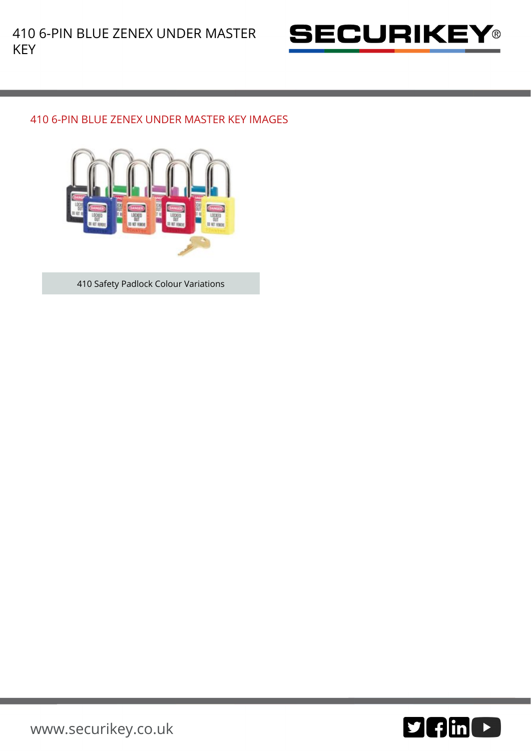## 410 6-PIN BLUE ZENEX UNDER MASTER KEY IMAGES

410 Safety Padlock Colour Variations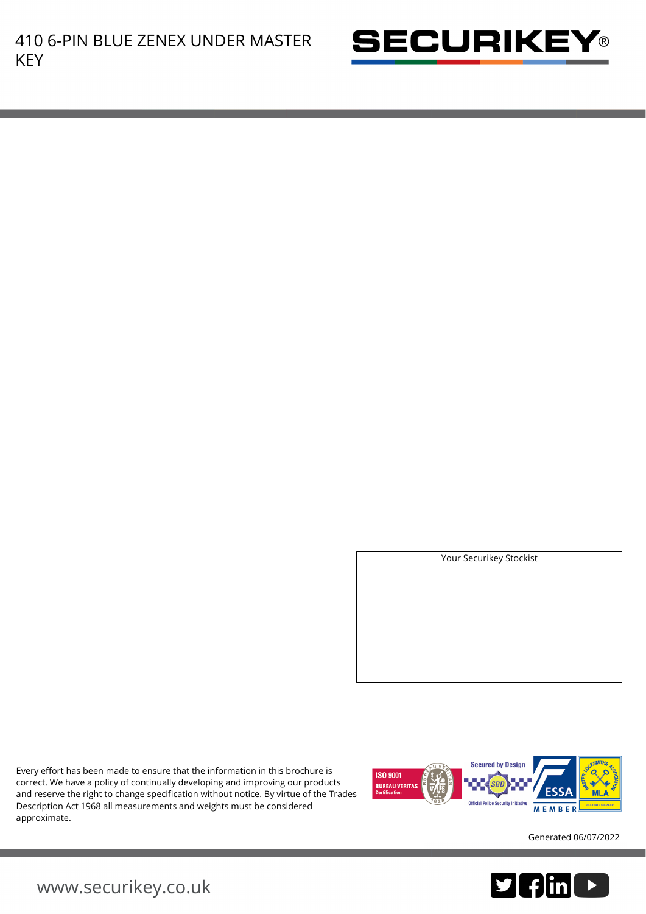# 410 6-PIN BLUE ZENEX UNDER MASTER KEY

Your Securikey Stockist

Every effort has been made to ensure that the information in this brochure is correct. We have a policy of continually developing and improving our products and reserve the right to change specification without notice. By virtue of the Trades Description Act 1968 all measurements and weights must be considered approximate.

Generated 06/07/2022

www.securikey.co.uk